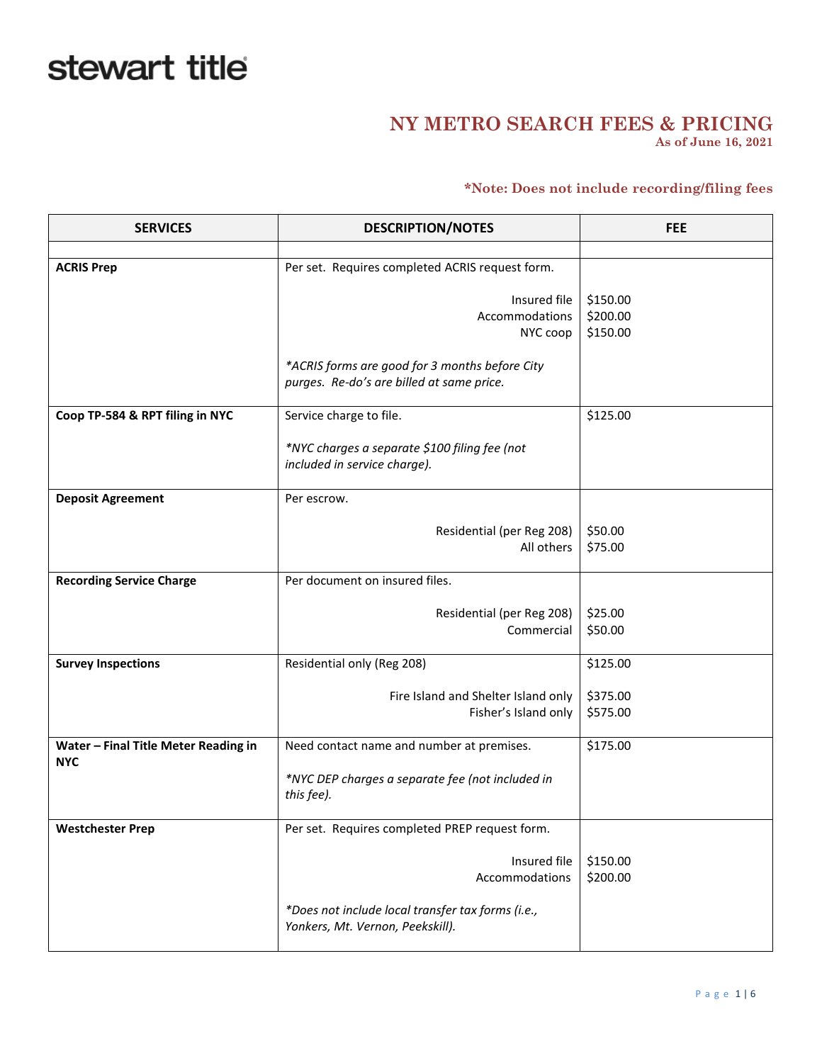stewart title

# NY METRO SEARCH FEES & PRICING

**As of June 16, 2021**

***Note: Does not include recording/filing fees**

| SERVICES | DESCRIPTION/NOTES | FEE |
|---|---|---|
| | | |
| **ACRIS Prep** | Per set. Requires completed ACRIS request form. | |
| | Insured file | $150.00 |
| | Accommodations | $200.00 |
| | NYC coop | $150.00 |
| | *\*ACRIS forms are good for 3 months before City purges. Re-do's are billed at same price.* | |
| **Coop TP-584 & RPT filing in NYC** | Service charge to file. | $125.00 |
| | *\*NYC charges a separate $100 filing fee (not included in service charge).* | |
| **Deposit Agreement** | Per escrow. | |
| | Residential (per Reg 208) | $50.00 |
| | All others | $75.00 |
| **Recording Service Charge** | Per document on insured files. | |
| | Residential (per Reg 208) | $25.00 |
| | Commercial | $50.00 |
| **Survey Inspections** | Residential only (Reg 208) | $125.00 |
| | Fire Island and Shelter Island only | $375.00 |
| | Fisher's Island only | $575.00 |
| **Water – Final Title Meter Reading in NYC** | Need contact name and number at premises. | $175.00 |
| | *\*NYC DEP charges a separate fee (not included in this fee).* | |
| **Westchester Prep** | Per set. Requires completed PREP request form. | |
| | Insured file | $150.00 |
| | Accommodations | $200.00 |
| | *\*Does not include local transfer tax forms (i.e., Yonkers, Mt. Vernon, Peekskill).* | |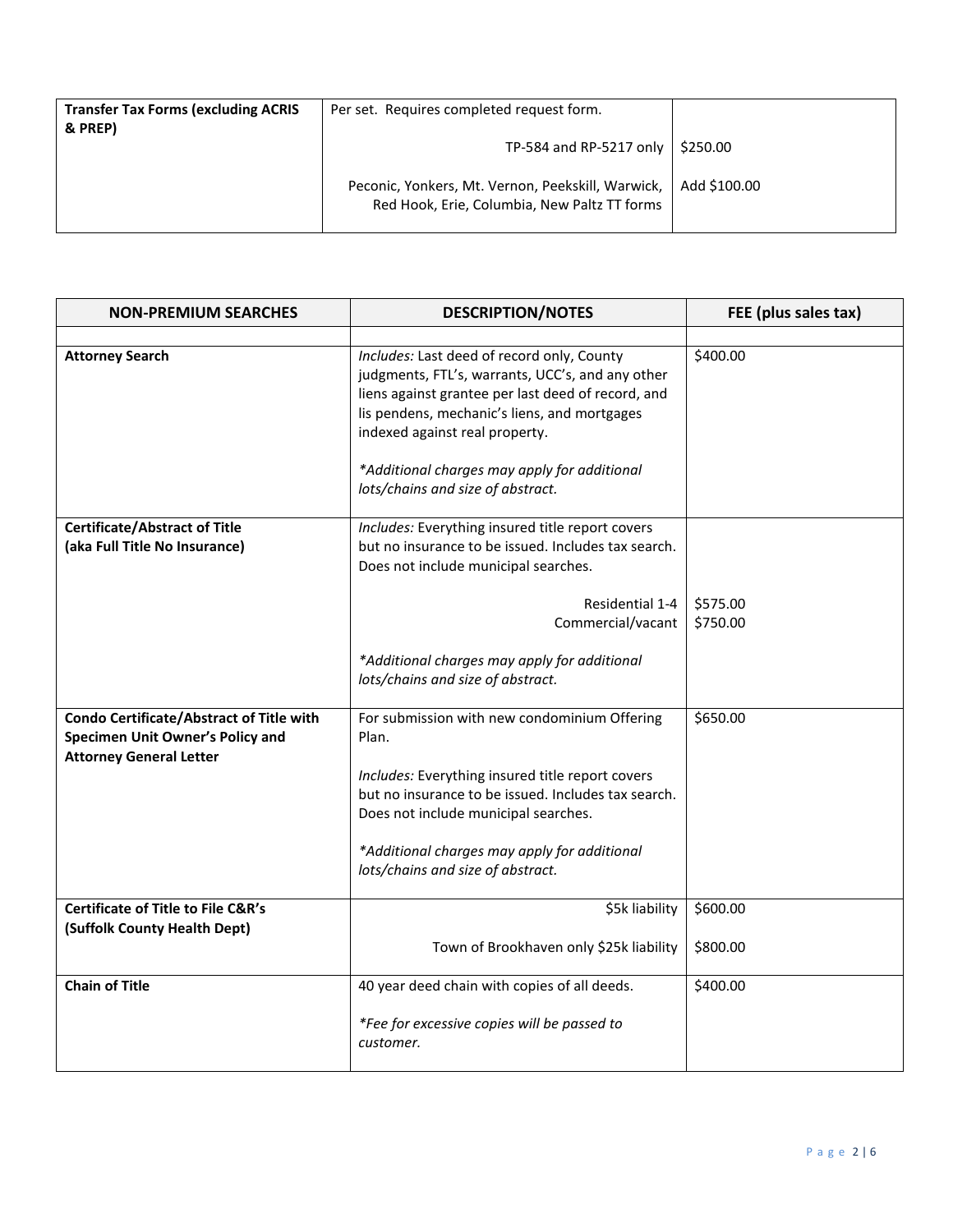| **Transfer Tax Forms (excluding ACRIS & PREP)** | Per set. Requires completed request form. | |
|---|---|---|
| | TP-584 and RP-5217 only | $250.00 |
| | Peconic, Yonkers, Mt. Vernon, Peekskill, Warwick, Red Hook, Erie, Columbia, New Paltz TT forms | Add $100.00 |

| NON-PREMIUM SEARCHES | DESCRIPTION/NOTES | FEE (plus sales tax) |
|---|---|---|
| | | |
| **Attorney Search** | *Includes:* Last deed of record only, County judgments, FTL's, warrants, UCC's, and any other liens against grantee per last deed of record, and lis pendens, mechanic's liens, and mortgages indexed against real property.<br><br>*\*Additional charges may apply for additional lots/chains and size of abstract.* | $400.00 |
| **Certificate/Abstract of Title (aka Full Title No Insurance)** | *Includes:* Everything insured title report covers but no insurance to be issued. Includes tax search. Does not include municipal searches. | |
| | Residential 1-4 | $575.00 |
| | Commercial/vacant | $750.00 |
| | *\*Additional charges may apply for additional lots/chains and size of abstract.* | |
| **Condo Certificate/Abstract of Title with Specimen Unit Owner's Policy and Attorney General Letter** | For submission with new condominium Offering Plan.<br><br>*Includes:* Everything insured title report covers but no insurance to be issued. Includes tax search. Does not include municipal searches.<br><br>*\*Additional charges may apply for additional lots/chains and size of abstract.* | $650.00 |
| **Certificate of Title to File C&R's (Suffolk County Health Dept)** | $5k liability | $600.00 |
| | Town of Brookhaven only $25k liability | $800.00 |
| **Chain of Title** | 40 year deed chain with copies of all deeds.<br><br>*\*Fee for excessive copies will be passed to customer.* | $400.00 |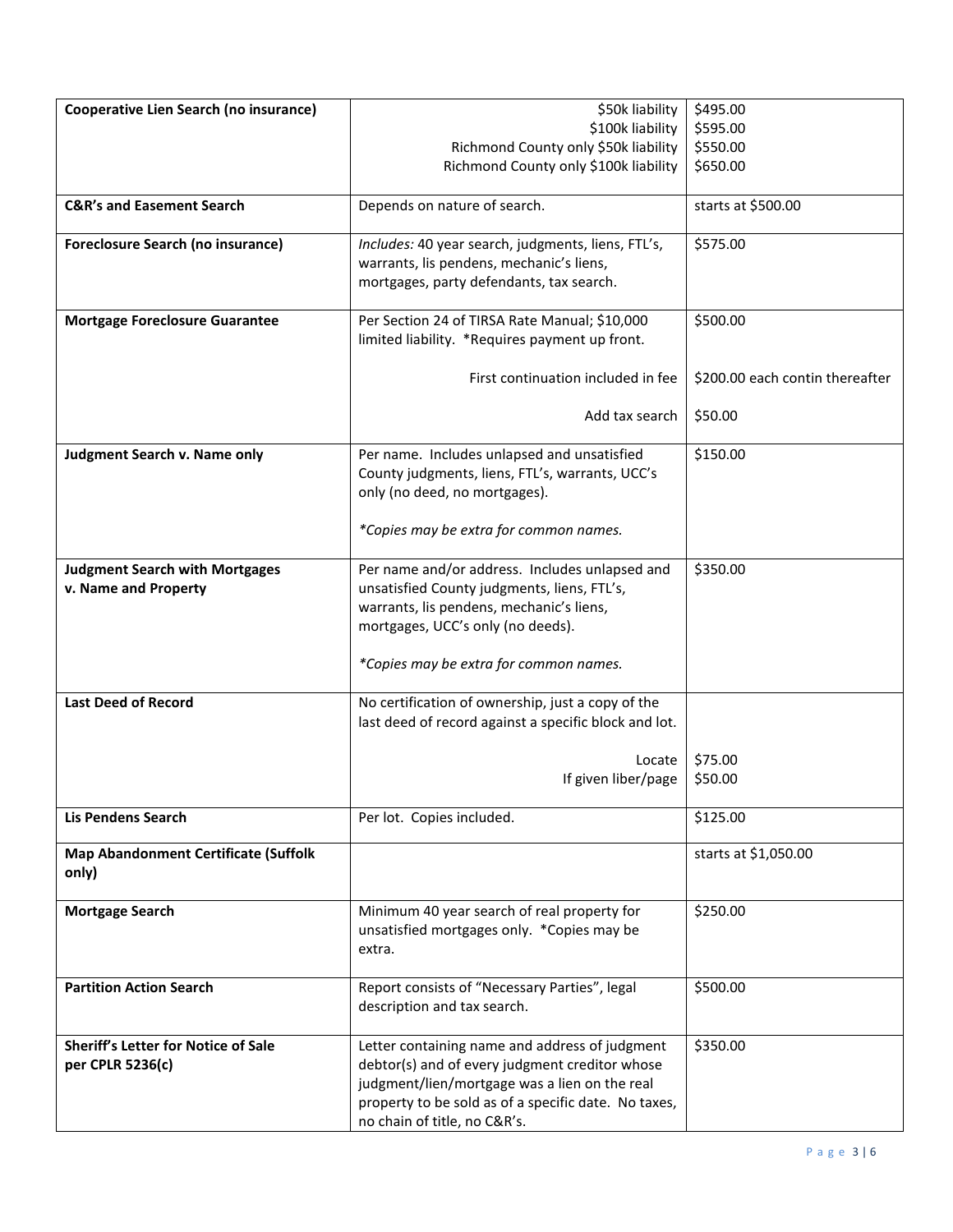| | | |
|---|---|---|
| **Cooperative Lien Search (no insurance)** | \$50k liability<br>\$100k liability<br>Richmond County only \$50k liability<br>Richmond County only \$100k liability | \$495.00<br>\$595.00<br>\$550.00<br>\$650.00 |
| **C&R's and Easement Search** | Depends on nature of search. | starts at \$500.00 |
| **Foreclosure Search (no insurance)** | *Includes:* 40 year search, judgments, liens, FTL's, warrants, lis pendens, mechanic's liens, mortgages, party defendants, tax search. | \$575.00 |
| **Mortgage Foreclosure Guarantee** | Per Section 24 of TIRSA Rate Manual; \$10,000 limited liability. *Requires payment up front.<br><br>First continuation included in fee<br><br>Add tax search | \$500.00<br><br>\$200.00 each contin thereafter<br><br>\$50.00 |
| **Judgment Search v. Name only** | Per name. Includes unlapsed and unsatisfied County judgments, liens, FTL's, warrants, UCC's only (no deed, no mortgages).<br><br>*\*Copies may be extra for common names.* | \$150.00 |
| **Judgment Search with Mortgages v. Name and Property** | Per name and/or address. Includes unlapsed and unsatisfied County judgments, liens, FTL's, warrants, lis pendens, mechanic's liens, mortgages, UCC's only (no deeds).<br><br>*\*Copies may be extra for common names.* | \$350.00 |
| **Last Deed of Record** | No certification of ownership, just a copy of the last deed of record against a specific block and lot.<br><br>Locate<br>If given liber/page | <br><br><br>\$75.00<br>\$50.00 |
| **Lis Pendens Search** | Per lot. Copies included. | \$125.00 |
| **Map Abandonment Certificate (Suffolk only)** | | starts at \$1,050.00 |
| **Mortgage Search** | Minimum 40 year search of real property for unsatisfied mortgages only. *Copies may be extra. | \$250.00 |
| **Partition Action Search** | Report consists of "Necessary Parties", legal description and tax search. | \$500.00 |
| **Sheriff's Letter for Notice of Sale per CPLR 5236(c)** | Letter containing name and address of judgment debtor(s) and of every judgment creditor whose judgment/lien/mortgage was a lien on the real property to be sold as of a specific date. No taxes, no chain of title, no C&R's. | \$350.00 |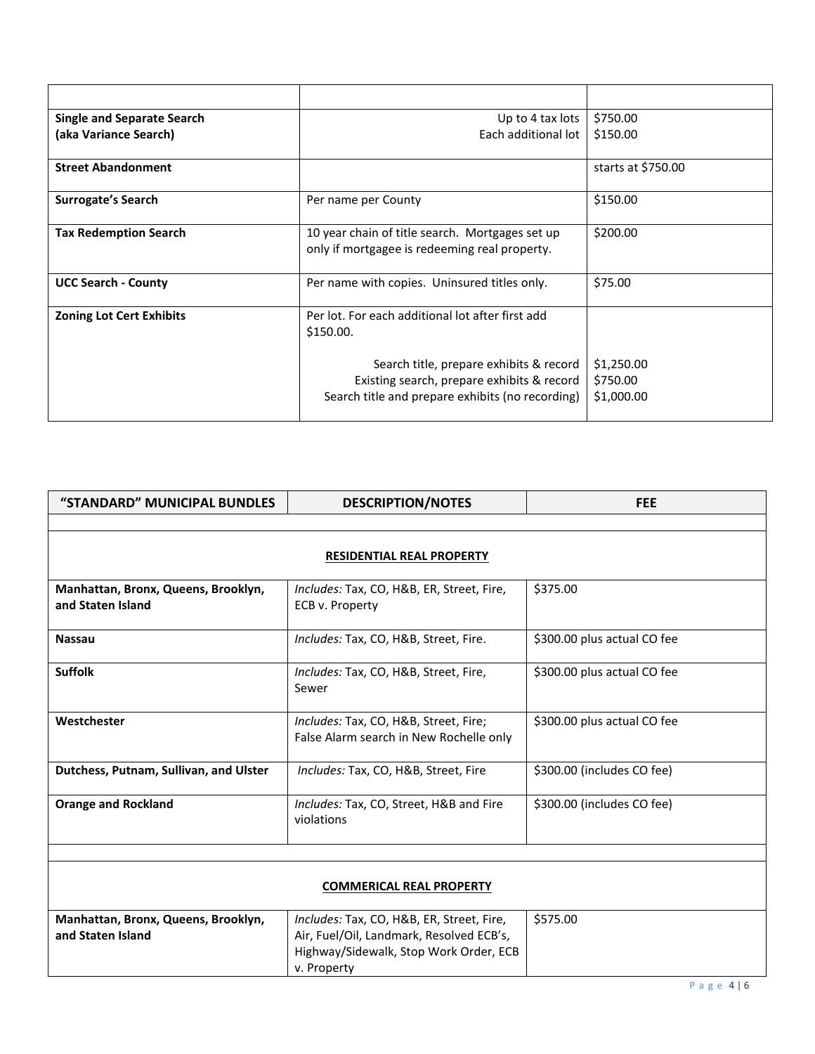| | | |
|---|---|---|
| **Single and Separate Search (aka Variance Search)** | Up to 4 tax lots<br>Each additional lot | $750.00<br>$150.00 |
| **Street Abandonment** | | starts at $750.00 |
| **Surrogate's Search** | Per name per County | $150.00 |
| **Tax Redemption Search** | 10 year chain of title search. Mortgages set up only if mortgagee is redeeming real property. | $200.00 |
| **UCC Search - County** | Per name with copies. Uninsured titles only. | $75.00 |
| **Zoning Lot Cert Exhibits** | Per lot. For each additional lot after first add $150.00.<br><br>Search title, prepare exhibits & record<br>Existing search, prepare exhibits & record<br>Search title and prepare exhibits (no recording) | <br><br><br>$1,250.00<br>$750.00<br>$1,000.00 |

| "STANDARD" MUNICIPAL BUNDLES | DESCRIPTION/NOTES | FEE |
|---|---|---|
| | | |
| | **RESIDENTIAL REAL PROPERTY** | |
| **Manhattan, Bronx, Queens, Brooklyn, and Staten Island** | *Includes:* Tax, CO, H&B, ER, Street, Fire, ECB v. Property | $375.00 |
| **Nassau** | *Includes:* Tax, CO, H&B, Street, Fire. | $300.00 plus actual CO fee |
| **Suffolk** | *Includes:* Tax, CO, H&B, Street, Fire, Sewer | $300.00 plus actual CO fee |
| **Westchester** | *Includes:* Tax, CO, H&B, Street, Fire; False Alarm search in New Rochelle only | $300.00 plus actual CO fee |
| **Dutchess, Putnam, Sullivan, and Ulster** | *Includes:* Tax, CO, H&B, Street, Fire | $300.00 (includes CO fee) |
| **Orange and Rockland** | *Includes:* Tax, CO, Street, H&B and Fire violations | $300.00 (includes CO fee) |
| | | |
| | **COMMERICAL REAL PROPERTY** | |
| **Manhattan, Bronx, Queens, Brooklyn, and Staten Island** | *Includes:* Tax, CO, H&B, ER, Street, Fire, Air, Fuel/Oil, Landmark, Resolved ECB's, Highway/Sidewalk, Stop Work Order, ECB v. Property | $575.00 |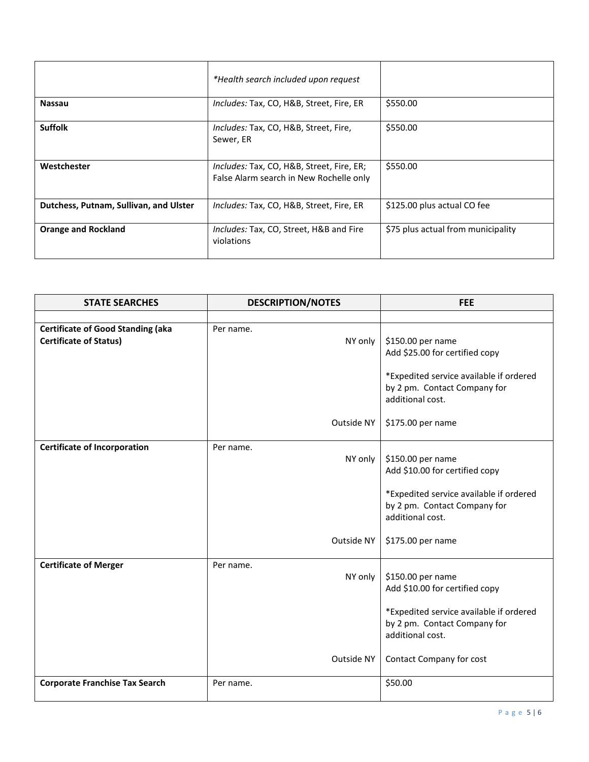| | | |
|---|---|---|
| | *\*Health search included upon request* | |
| **Nassau** | *Includes:* Tax, CO, H&B, Street, Fire, ER | $550.00 |
| **Suffolk** | *Includes:* Tax, CO, H&B, Street, Fire, Sewer, ER | $550.00 |
| **Westchester** | *Includes:* Tax, CO, H&B, Street, Fire, ER; False Alarm search in New Rochelle only | $550.00 |
| **Dutchess, Putnam, Sullivan, and Ulster** | *Includes:* Tax, CO, H&B, Street, Fire, ER | $125.00 plus actual CO fee |
| **Orange and Rockland** | *Includes:* Tax, CO, Street, H&B and Fire violations | $75 plus actual from municipality |

| STATE SEARCHES | DESCRIPTION/NOTES | FEE |
|---|---|---|
| | | |
| **Certificate of Good Standing (aka Certificate of Status)** | Per name.<br>NY only | $150.00 per name<br>Add $25.00 for certified copy<br><br>*Expedited service available if ordered by 2 pm. Contact Company for additional cost. |
| | Outside NY | $175.00 per name |
| **Certificate of Incorporation** | Per name.<br>NY only | $150.00 per name<br>Add $10.00 for certified copy<br><br>*Expedited service available if ordered by 2 pm. Contact Company for additional cost. |
| | Outside NY | $175.00 per name |
| **Certificate of Merger** | Per name.<br>NY only | $150.00 per name<br>Add $10.00 for certified copy<br><br>*Expedited service available if ordered by 2 pm. Contact Company for additional cost. |
| | Outside NY | Contact Company for cost |
| **Corporate Franchise Tax Search** | Per name. | $50.00 |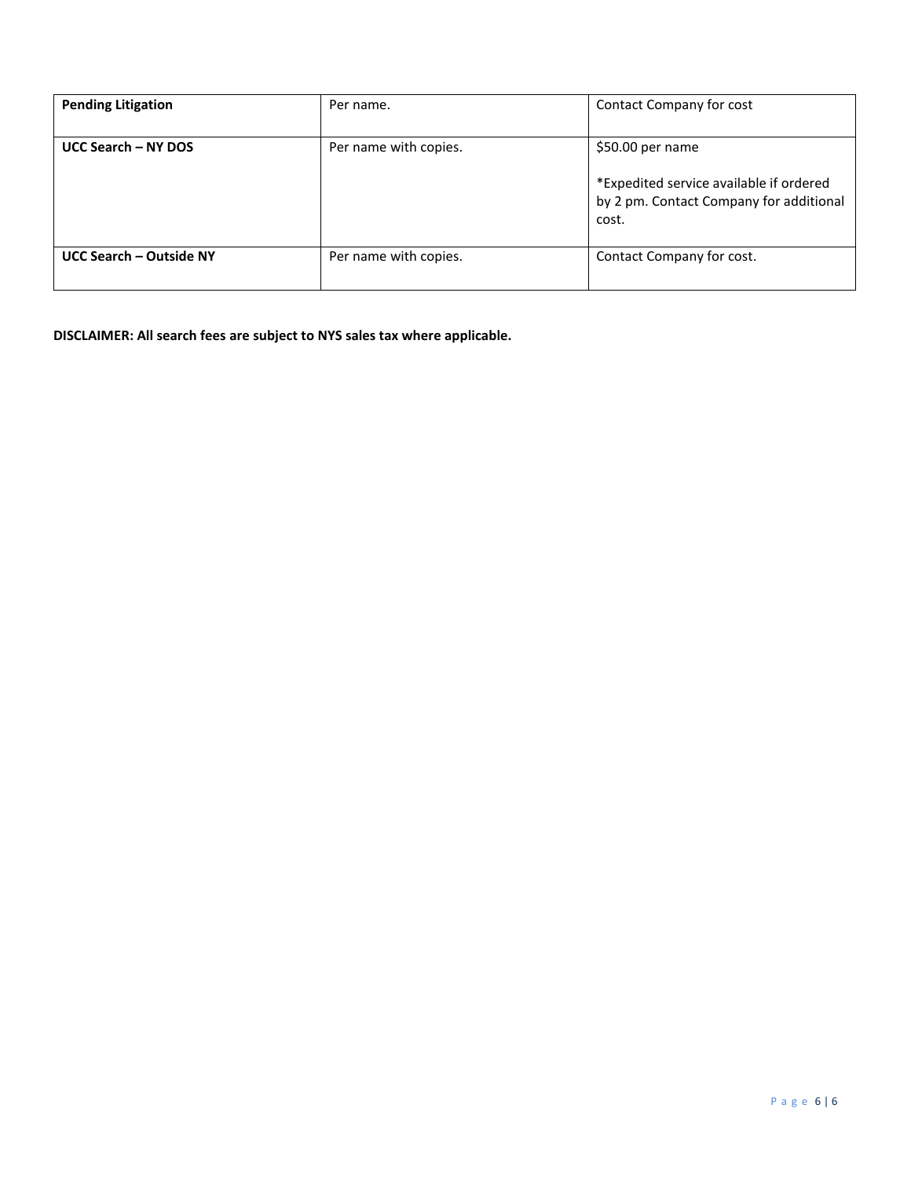| | | |
|---|---|---|
| **Pending Litigation** | Per name. | Contact Company for cost |
| **UCC Search – NY DOS** | Per name with copies. | $50.00 per name<br><br>*Expedited service available if ordered by 2 pm. Contact Company for additional cost. |
| **UCC Search – Outside NY** | Per name with copies. | Contact Company for cost. |

**DISCLAIMER: All search fees are subject to NYS sales tax where applicable.**